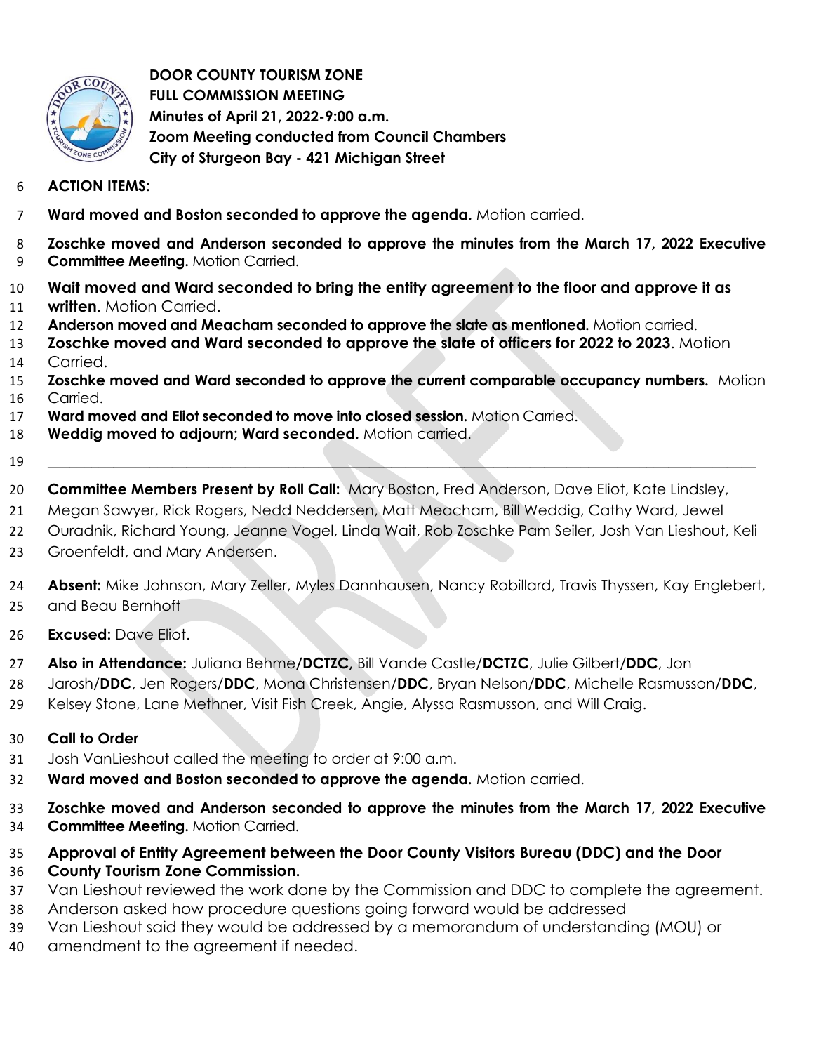**DOOR COUNTY TOURISM ZONE**
**FULL COMMISSION MEETING**
**Minutes of April 21, 2022-9:00 a.m.**
**Zoom Meeting conducted from Council Chambers**
**City of Sturgeon Bay - 421 Michigan Street**

**ACTION ITEMS:**

**Ward moved and Boston seconded to approve the agenda.** Motion carried.

**Zoschke moved and Anderson seconded to approve the minutes from the March 17, 2022 Executive Committee Meeting.** Motion Carried.

**Wait moved and Ward seconded to bring the entity agreement to the floor and approve it as written.** Motion Carried.
**Anderson moved and Meacham seconded to approve the slate as mentioned.** Motion carried.
**Zoschke moved and Ward seconded to approve the slate of officers for 2022 to 2023**. Motion Carried.
**Zoschke moved and Ward seconded to approve the current comparable occupancy numbers.** Motion Carried.
**Ward moved and Eliot seconded to move into closed session.** Motion Carried.
**Weddig moved to adjourn; Ward seconded.** Motion carried.

---

**Committee Members Present by Roll Call:** Mary Boston, Fred Anderson, Dave Eliot, Kate Lindsley, Megan Sawyer, Rick Rogers, Nedd Neddersen, Matt Meacham, Bill Weddig, Cathy Ward, Jewel Ouradnik, Richard Young, Jeanne Vogel, Linda Wait, Rob Zoschke Pam Seiler, Josh Van Lieshout, Keli Groenfeldt, and Mary Andersen.

**Absent:** Mike Johnson, Mary Zeller, Myles Dannhausen, Nancy Robillard, Travis Thyssen, Kay Englebert, and Beau Bernhoft

**Excused:** Dave Eliot.

**Also in Attendance:** Juliana Behme**/DCTZC,** Bill Vande Castle/**DCTZC**, Julie Gilbert/**DDC**, Jon Jarosh/**DDC**, Jen Rogers/**DDC**, Mona Christensen/**DDC**, Bryan Nelson/**DDC**, Michelle Rasmusson/**DDC**, Kelsey Stone, Lane Methner, Visit Fish Creek, Angie, Alyssa Rasmusson, and Will Craig.

**Call to Order**
Josh VanLieshout called the meeting to order at 9:00 a.m.
**Ward moved and Boston seconded to approve the agenda.** Motion carried.

**Zoschke moved and Anderson seconded to approve the minutes from the March 17, 2022 Executive Committee Meeting.** Motion Carried.

**Approval of Entity Agreement between the Door County Visitors Bureau (DDC) and the Door County Tourism Zone Commission.**
Van Lieshout reviewed the work done by the Commission and DDC to complete the agreement.
Anderson asked how procedure questions going forward would be addressed
Van Lieshout said they would be addressed by a memorandum of understanding (MOU) or amendment to the agreement if needed.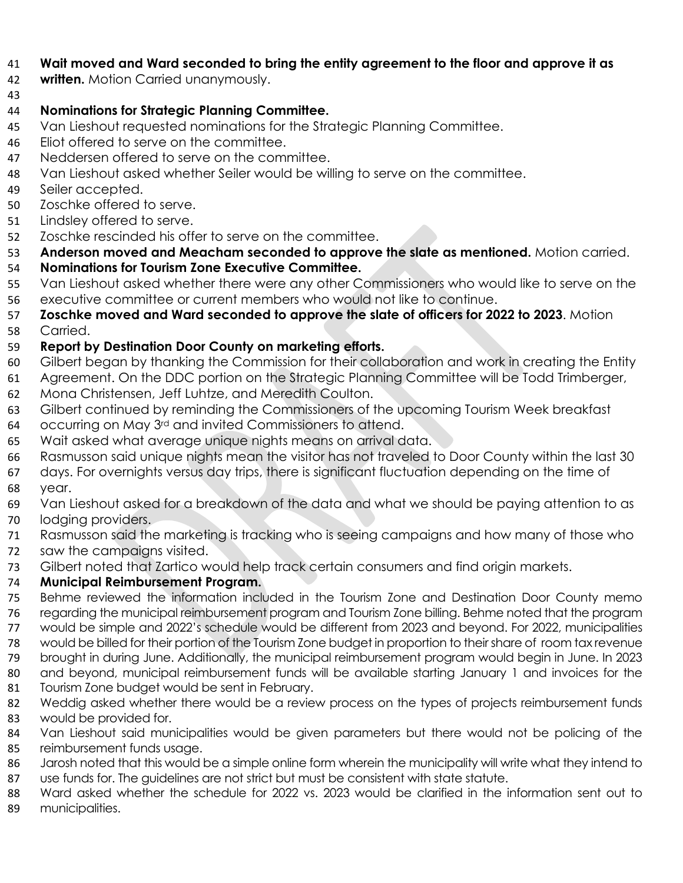**Wait moved and Ward seconded to bring the entity agreement to the floor and approve it as written.** Motion Carried unanymously.

**Nominations for Strategic Planning Committee.**

Van Lieshout requested nominations for the Strategic Planning Committee.

Eliot offered to serve on the committee.

Neddersen offered to serve on the committee.

Van Lieshout asked whether Seiler would be willing to serve on the committee.

Seiler accepted.

Zoschke offered to serve.

Lindsley offered to serve.

Zoschke rescinded his offer to serve on the committee.

**Anderson moved and Meacham seconded to approve the slate as mentioned.** Motion carried.

**Nominations for Tourism Zone Executive Committee.**

Van Lieshout asked whether there were any other Commissioners who would like to serve on the executive committee or current members who would not like to continue.

**Zoschke moved and Ward seconded to approve the slate of officers for 2022 to 2023**. Motion Carried.

**Report by Destination Door County on marketing efforts.**

Gilbert began by thanking the Commission for their collaboration and work in creating the Entity Agreement. On the DDC portion on the Strategic Planning Committee will be Todd Trimberger, Mona Christensen, Jeff Luhtze, and Meredith Coulton.

Gilbert continued by reminding the Commissioners of the upcoming Tourism Week breakfast occurring on May 3rd and invited Commissioners to attend.

Wait asked what average unique nights means on arrival data.

Rasmusson said unique nights mean the visitor has not traveled to Door County within the last 30 days. For overnights versus day trips, there is significant fluctuation depending on the time of year.

Van Lieshout asked for a breakdown of the data and what we should be paying attention to as lodging providers.

Rasmusson said the marketing is tracking who is seeing campaigns and how many of those who saw the campaigns visited.

Gilbert noted that Zartico would help track certain consumers and find origin markets.

**Municipal Reimbursement Program.**

Behme reviewed the information included in the Tourism Zone and Destination Door County memo regarding the municipal reimbursement program and Tourism Zone billing. Behme noted that the program would be simple and 2022's schedule would be different from 2023 and beyond. For 2022, municipalities would be billed for their portion of the Tourism Zone budget in proportion to their share of room tax revenue brought in during June. Additionally, the municipal reimbursement program would begin in June. In 2023 and beyond, municipal reimbursement funds will be available starting January 1 and invoices for the Tourism Zone budget would be sent in February.

Weddig asked whether there would be a review process on the types of projects reimbursement funds would be provided for.

Van Lieshout said municipalities would be given parameters but there would not be policing of the reimbursement funds usage.

Jarosh noted that this would be a simple online form wherein the municipality will write what they intend to use funds for. The guidelines are not strict but must be consistent with state statute.

Ward asked whether the schedule for 2022 vs. 2023 would be clarified in the information sent out to municipalities.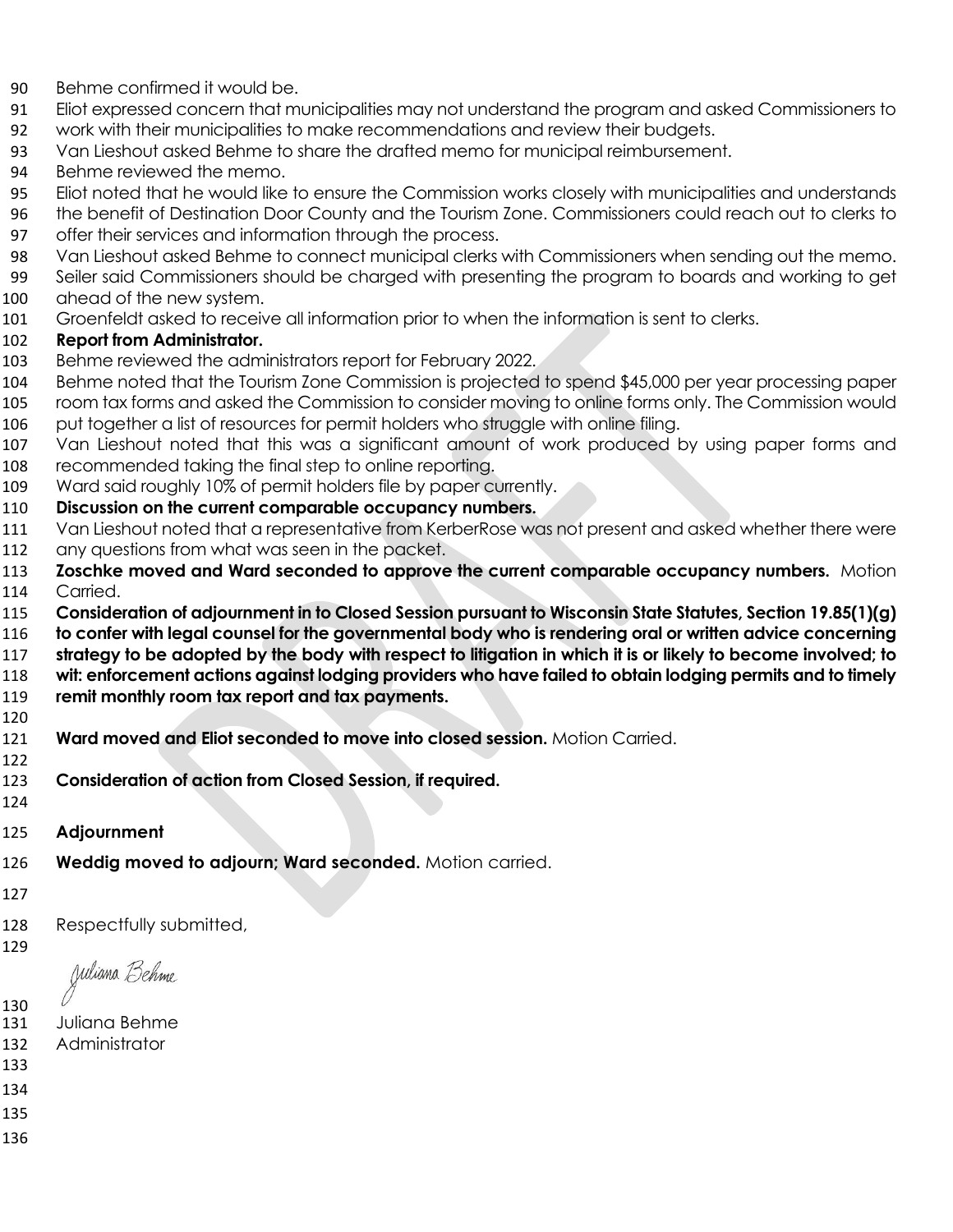Behme confirmed it would be.

Eliot expressed concern that municipalities may not understand the program and asked Commissioners to work with their municipalities to make recommendations and review their budgets.

Van Lieshout asked Behme to share the drafted memo for municipal reimbursement.

Behme reviewed the memo.

Eliot noted that he would like to ensure the Commission works closely with municipalities and understands the benefit of Destination Door County and the Tourism Zone. Commissioners could reach out to clerks to offer their services and information through the process.

Van Lieshout asked Behme to connect municipal clerks with Commissioners when sending out the memo.

Seiler said Commissioners should be charged with presenting the program to boards and working to get ahead of the new system.

Groenfeldt asked to receive all information prior to when the information is sent to clerks.

**Report from Administrator.**

Behme reviewed the administrators report for February 2022.

Behme noted that the Tourism Zone Commission is projected to spend $45,000 per year processing paper room tax forms and asked the Commission to consider moving to online forms only. The Commission would put together a list of resources for permit holders who struggle with online filing.

Van Lieshout noted that this was a significant amount of work produced by using paper forms and recommended taking the final step to online reporting.

Ward said roughly 10% of permit holders file by paper currently.

**Discussion on the current comparable occupancy numbers.**

Van Lieshout noted that a representative from KerberRose was not present and asked whether there were any questions from what was seen in the packet.

**Zoschke moved and Ward seconded to approve the current comparable occupancy numbers.** Motion Carried.

**Consideration of adjournment in to Closed Session pursuant to Wisconsin State Statutes, Section 19.85(1)(g) to confer with legal counsel for the governmental body who is rendering oral or written advice concerning strategy to be adopted by the body with respect to litigation in which it is or likely to become involved; to wit: enforcement actions against lodging providers who have failed to obtain lodging permits and to timely remit monthly room tax report and tax payments.**

**Ward moved and Eliot seconded to move into closed session.** Motion Carried.

**Consideration of action from Closed Session, if required.**

**Adjournment**

**Weddig moved to adjourn; Ward seconded.** Motion carried.

Respectfully submitted,

Juliana Behme

Juliana Behme
Administrator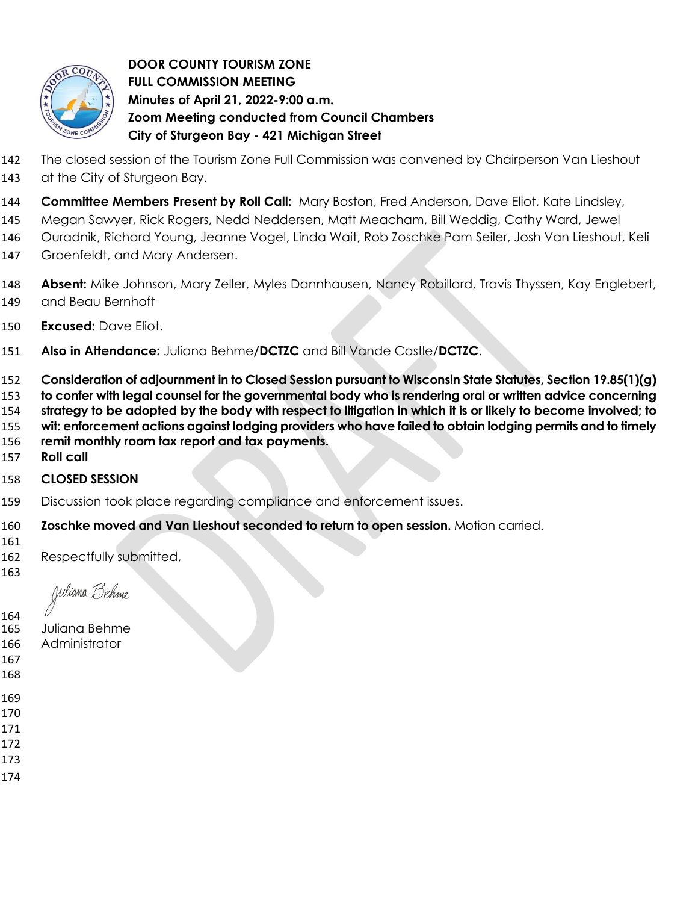**DOOR COUNTY TOURISM ZONE**
**FULL COMMISSION MEETING**
**Minutes of April 21, 2022-9:00 a.m.**
**Zoom Meeting conducted from Council Chambers**
**City of Sturgeon Bay - 421 Michigan Street**

The closed session of the Tourism Zone Full Commission was convened by Chairperson Van Lieshout at the City of Sturgeon Bay.

**Committee Members Present by Roll Call:** Mary Boston, Fred Anderson, Dave Eliot, Kate Lindsley, Megan Sawyer, Rick Rogers, Nedd Neddersen, Matt Meacham, Bill Weddig, Cathy Ward, Jewel Ouradnik, Richard Young, Jeanne Vogel, Linda Wait, Rob Zoschke Pam Seiler, Josh Van Lieshout, Keli Groenfeldt, and Mary Andersen.

**Absent:** Mike Johnson, Mary Zeller, Myles Dannhausen, Nancy Robillard, Travis Thyssen, Kay Englebert, and Beau Bernhoft

**Excused:** Dave Eliot.

**Also in Attendance:** Juliana Behme**/DCTZC** and Bill Vande Castle/**DCTZC**.

**Consideration of adjournment in to Closed Session pursuant to Wisconsin State Statutes, Section 19.85(1)(g) to confer with legal counsel for the governmental body who is rendering oral or written advice concerning strategy to be adopted by the body with respect to litigation in which it is or likely to become involved; to wit: enforcement actions against lodging providers who have failed to obtain lodging permits and to timely remit monthly room tax report and tax payments.**
**Roll call**

**CLOSED SESSION**

Discussion took place regarding compliance and enforcement issues.

**Zoschke moved and Van Lieshout seconded to return to open session.** Motion carried.

Respectfully submitted,

Juliana Behme

Juliana Behme
Administrator